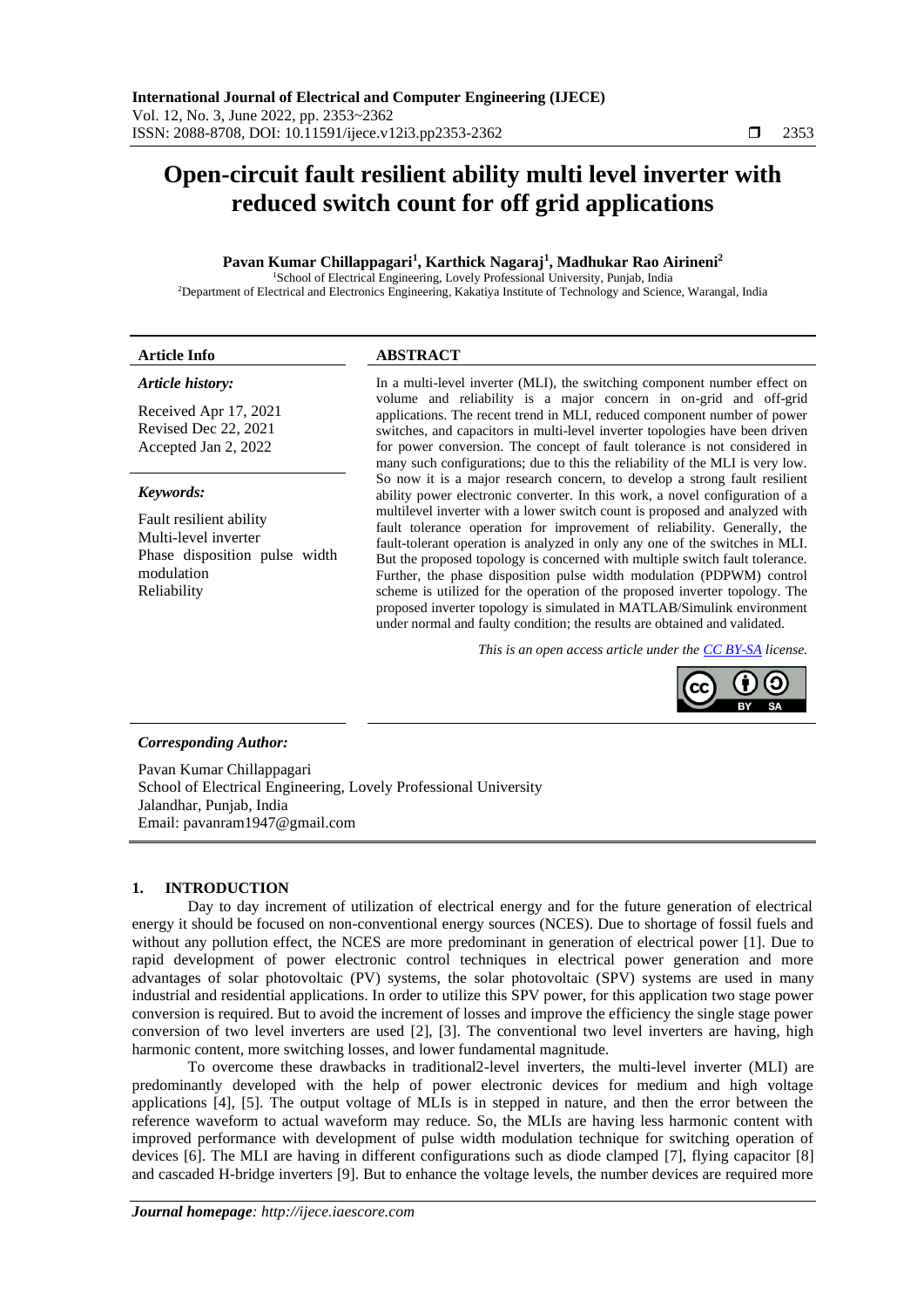# Open-circuit fault resilient ability multi level inverter with reduced switch count for off grid applications

**Pavan Kumar Chillappagari[1], Karthick Nagaraj[1], Madhukar Rao Airineni[2]**

[1]School of Electrical Engineering, Lovely Professional University, Punjab, India

[2]Department of Electrical and Electronics Engineering, Kakatiya Institute of Technology and Science, Warangal, India

### Article Info

*Article history:*

Received Apr 17, 2021
Revised Dec 22, 2021
Accepted Jan 2, 2022

*Keywords:*

Fault resilient ability
Multi-level inverter
Phase disposition pulse width modulation
Reliability

### ABSTRACT

In a multi-level inverter (MLI), the switching component number effect on volume and reliability is a major concern in on-grid and off-grid applications. The recent trend in MLI, reduced component number of power switches, and capacitors in multi-level inverter topologies have been driven for power conversion. The concept of fault tolerance is not considered in many such configurations; due to this the reliability of the MLI is very low. So now it is a major research concern, to develop a strong fault resilient ability power electronic converter. In this work, a novel configuration of a multilevel inverter with a lower switch count is proposed and analyzed with fault tolerance operation for improvement of reliability. Generally, the fault-tolerant operation is analyzed in only any one of the switches in MLI. But the proposed topology is concerned with multiple switch fault tolerance. Further, the phase disposition pulse width modulation (PDPWM) control scheme is utilized for the operation of the proposed inverter topology. The proposed inverter topology is simulated in MATLAB/Simulink environment under normal and faulty condition; the results are obtained and validated.

*This is an open access article under the CC BY-SA license.*

*Corresponding Author:*

Pavan Kumar Chillappagari
School of Electrical Engineering, Lovely Professional University
Jalandhar, Punjab, India
Email: pavanram1947@gmail.com

## 1. INTRODUCTION

Day to day increment of utilization of electrical energy and for the future generation of electrical energy it should be focused on non-conventional energy sources (NCES). Due to shortage of fossil fuels and without any pollution effect, the NCES are more predominant in generation of electrical power [1]. Due to rapid development of power electronic control techniques in electrical power generation and more advantages of solar photovoltaic (PV) systems, the solar photovoltaic (SPV) systems are used in many industrial and residential applications. In order to utilize this SPV power, for this application two stage power conversion is required. But to avoid the increment of losses and improve the efficiency the single stage power conversion of two level inverters are used [2], [3]. The conventional two level inverters are having, high harmonic content, more switching losses, and lower fundamental magnitude.

To overcome these drawbacks in traditional2-level inverters, the multi-level inverter (MLI) are predominantly developed with the help of power electronic devices for medium and high voltage applications [4], [5]. The output voltage of MLIs is in stepped in nature, and then the error between the reference waveform to actual waveform may reduce. So, the MLIs are having less harmonic content with improved performance with development of pulse width modulation technique for switching operation of devices [6]. The MLI are having in different configurations such as diode clamped [7], flying capacitor [8] and cascaded H-bridge inverters [9]. But to enhance the voltage levels, the number devices are required more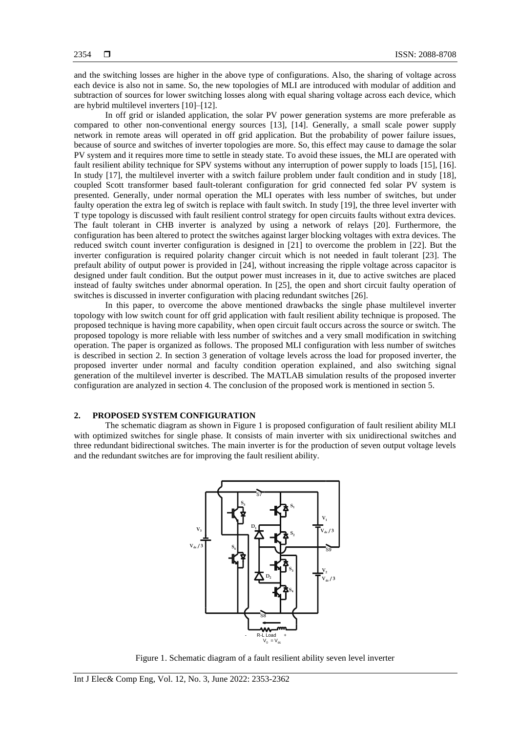and the switching losses are higher in the above type of configurations. Also, the sharing of voltage across each device is also not in same. So, the new topologies of MLI are introduced with modular of addition and subtraction of sources for lower switching losses along with equal sharing voltage across each device, which are hybrid multilevel inverters [10]–[12].

In off grid or islanded application, the solar PV power generation systems are more preferable as compared to other non-conventional energy sources [13], [14]. Generally, a small scale power supply network in remote areas will operated in off grid application. But the probability of power failure issues, because of source and switches of inverter topologies are more. So, this effect may cause to damage the solar PV system and it requires more time to settle in steady state. To avoid these issues, the MLI are operated with fault resilient ability technique for SPV systems without any interruption of power supply to loads [15], [16]. In study [17], the multilevel inverter with a switch failure problem under fault condition and in study [18], coupled Scott transformer based fault-tolerant configuration for grid connected fed solar PV system is presented. Generally, under normal operation the MLI operates with less number of switches, but under faulty operation the extra leg of switch is replace with fault switch. In study [19], the three level inverter with T type topology is discussed with fault resilient control strategy for open circuits faults without extra devices. The fault tolerant in CHB inverter is analyzed by using a network of relays [20]. Furthermore, the configuration has been altered to protect the switches against larger blocking voltages with extra devices. The reduced switch count inverter configuration is designed in [21] to overcome the problem in [22]. But the inverter configuration is required polarity changer circuit which is not needed in fault tolerant [23]. The prefault ability of output power is provided in [24], without increasing the ripple voltage across capacitor is designed under fault condition. But the output power must increases in it, due to active switches are placed instead of faulty switches under abnormal operation. In [25], the open and short circuit faulty operation of switches is discussed in inverter configuration with placing redundant switches [26].

In this paper, to overcome the above mentioned drawbacks the single phase multilevel inverter topology with low switch count for off grid application with fault resilient ability technique is proposed. The proposed technique is having more capability, when open circuit fault occurs across the source or switch. The proposed topology is more reliable with less number of switches and a very small modification in switching operation. The paper is organized as follows. The proposed MLI configuration with less number of switches is described in section 2. In section 3 generation of voltage levels across the load for proposed inverter, the proposed inverter under normal and faculty condition operation explained, and also switching signal generation of the multilevel inverter is described. The MATLAB simulation results of the proposed inverter configuration are analyzed in section 4. The conclusion of the proposed work is mentioned in section 5.

## 2. PROPOSED SYSTEM CONFIGURATION

The schematic diagram as shown in Figure 1 is proposed configuration of fault resilient ability MLI with optimized switches for single phase. It consists of main inverter with six unidirectional switches and three redundant bidirectional switches. The main inverter is for the production of seven output voltage levels and the redundant switches are for improving the fault resilient ability.

Figure 1. Schematic diagram of a fault resilient ability seven level inverter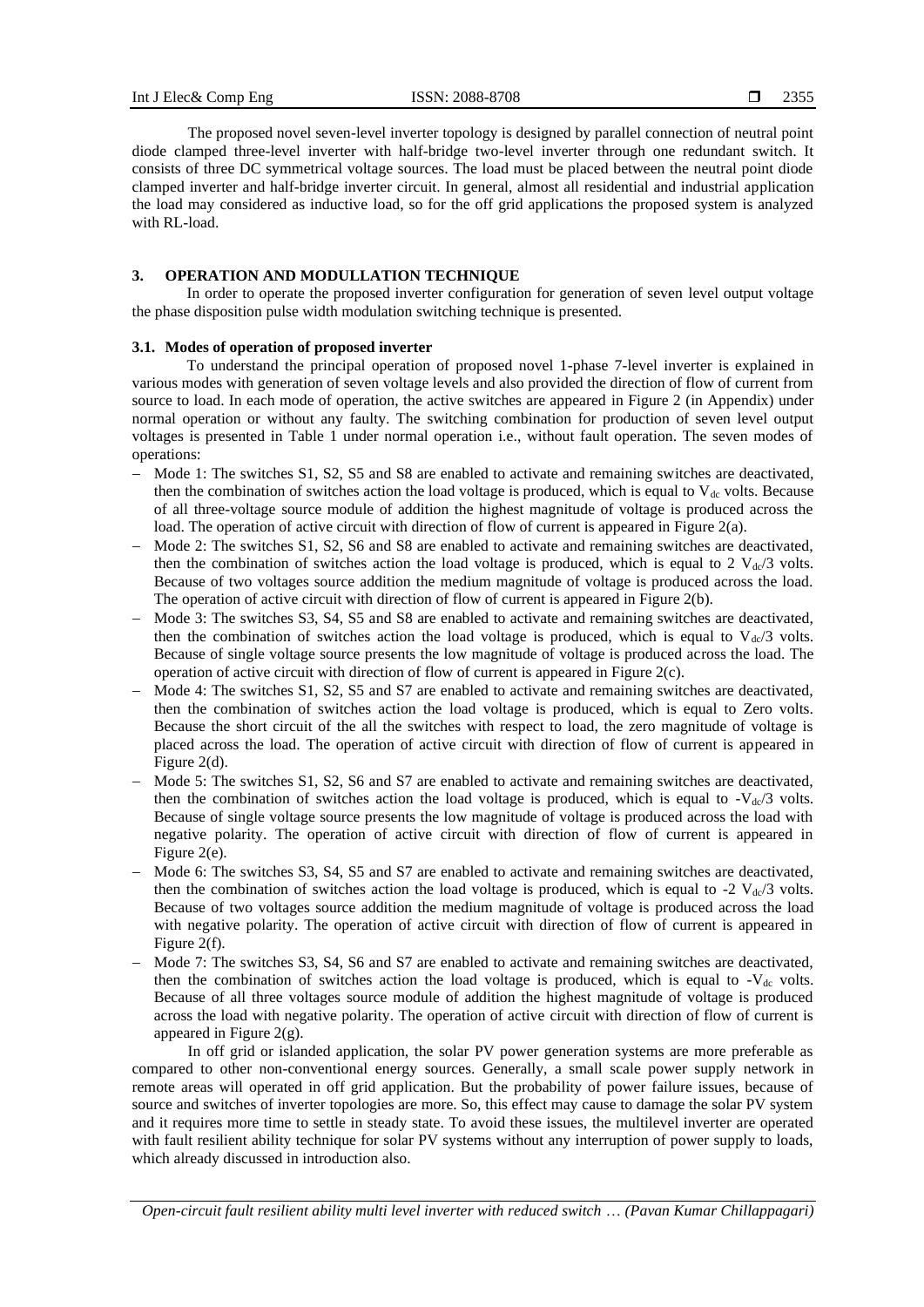The proposed novel seven-level inverter topology is designed by parallel connection of neutral point diode clamped three-level inverter with half-bridge two-level inverter through one redundant switch. It consists of three DC symmetrical voltage sources. The load must be placed between the neutral point diode clamped inverter and half-bridge inverter circuit. In general, almost all residential and industrial application the load may considered as inductive load, so for the off grid applications the proposed system is analyzed with RL-load.

## 3. OPERATION AND MODULLATION TECHNIQUE

In order to operate the proposed inverter configuration for generation of seven level output voltage the phase disposition pulse width modulation switching technique is presented.

### 3.1. Modes of operation of proposed inverter

To understand the principal operation of proposed novel 1-phase 7-level inverter is explained in various modes with generation of seven voltage levels and also provided the direction of flow of current from source to load. In each mode of operation, the active switches are appeared in Figure 2 (in Appendix) under normal operation or without any faulty. The switching combination for production of seven level output voltages is presented in Table 1 under normal operation i.e., without fault operation. The seven modes of operations:

- Mode 1: The switches S1, S2, S5 and S8 are enabled to activate and remaining switches are deactivated, then the combination of switches action the load voltage is produced, which is equal to $V_{dc}$ volts. Because of all three-voltage source module of addition the highest magnitude of voltage is produced across the load. The operation of active circuit with direction of flow of current is appeared in Figure 2(a).
- Mode 2: The switches S1, S2, S6 and S8 are enabled to activate and remaining switches are deactivated, then the combination of switches action the load voltage is produced, which is equal to 2 $V_{dc}/3$ volts. Because of two voltages source addition the medium magnitude of voltage is produced across the load. The operation of active circuit with direction of flow of current is appeared in Figure 2(b).
- Mode 3: The switches S3, S4, S5 and S8 are enabled to activate and remaining switches are deactivated, then the combination of switches action the load voltage is produced, which is equal to $V_{dc}/3$ volts. Because of single voltage source presents the low magnitude of voltage is produced across the load. The operation of active circuit with direction of flow of current is appeared in Figure 2(c).
- Mode 4: The switches S1, S2, S5 and S7 are enabled to activate and remaining switches are deactivated, then the combination of switches action the load voltage is produced, which is equal to Zero volts. Because the short circuit of the all the switches with respect to load, the zero magnitude of voltage is placed across the load. The operation of active circuit with direction of flow of current is appeared in Figure 2(d).
- Mode 5: The switches S1, S2, S6 and S7 are enabled to activate and remaining switches are deactivated, then the combination of switches action the load voltage is produced, which is equal to $-V_{dc}/3$ volts. Because of single voltage source presents the low magnitude of voltage is produced across the load with negative polarity. The operation of active circuit with direction of flow of current is appeared in Figure 2(e).
- Mode 6: The switches S3, S4, S5 and S7 are enabled to activate and remaining switches are deactivated, then the combination of switches action the load voltage is produced, which is equal to -2 $V_{dc}/3$ volts. Because of two voltages source addition the medium magnitude of voltage is produced across the load with negative polarity. The operation of active circuit with direction of flow of current is appeared in Figure 2(f).
- Mode 7: The switches S3, S4, S6 and S7 are enabled to activate and remaining switches are deactivated, then the combination of switches action the load voltage is produced, which is equal to $-V_{dc}$ volts. Because of all three voltages source module of addition the highest magnitude of voltage is produced across the load with negative polarity. The operation of active circuit with direction of flow of current is appeared in Figure 2(g).

In off grid or islanded application, the solar PV power generation systems are more preferable as compared to other non-conventional energy sources. Generally, a small scale power supply network in remote areas will operated in off grid application. But the probability of power failure issues, because of source and switches of inverter topologies are more. So, this effect may cause to damage the solar PV system and it requires more time to settle in steady state. To avoid these issues, the multilevel inverter are operated with fault resilient ability technique for solar PV systems without any interruption of power supply to loads, which already discussed in introduction also.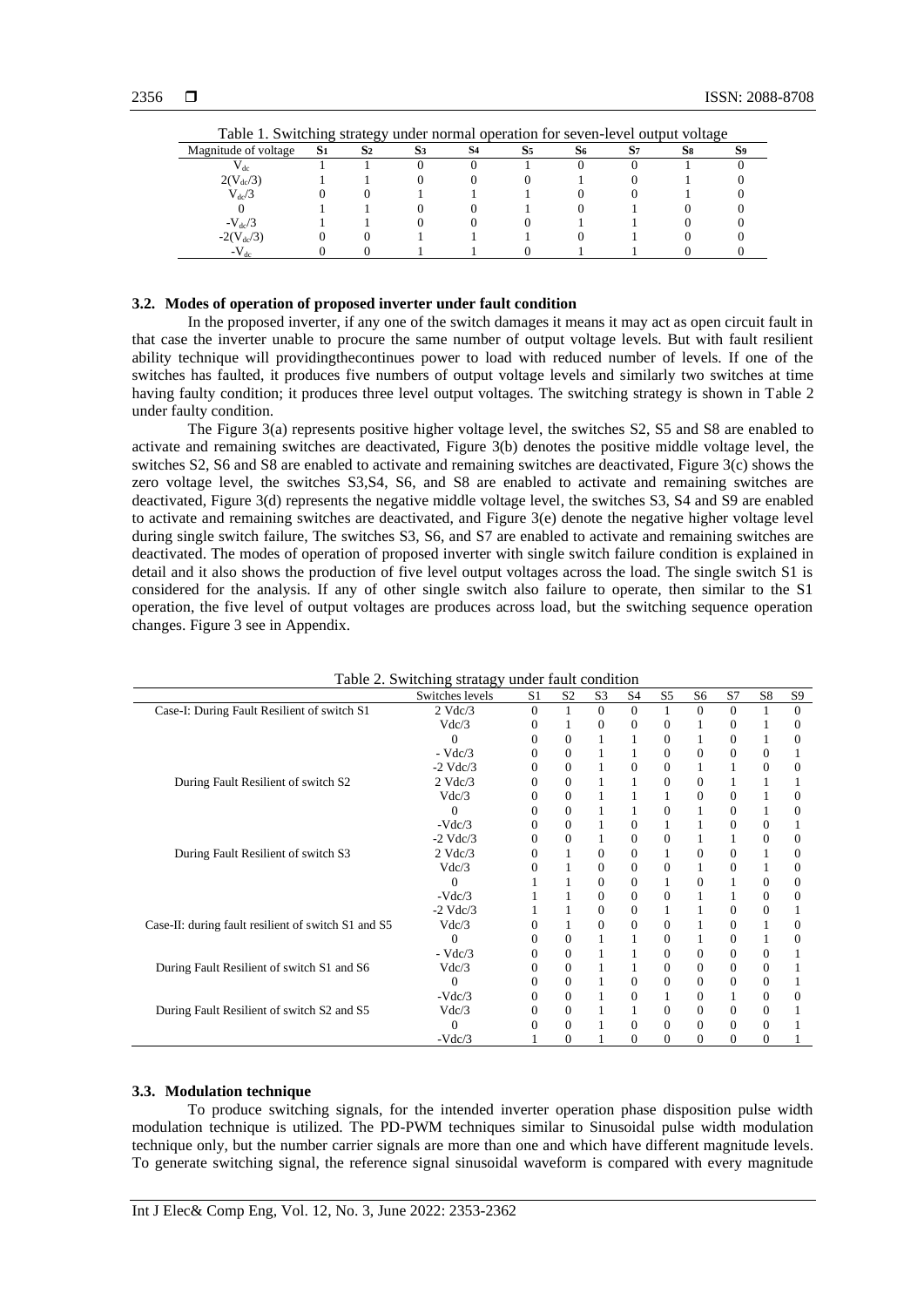Table 1. Switching strategy under normal operation for seven-level output voltage

| Magnitude of voltage | $S_1$ | $S_2$ | $S_3$ | $S_4$ | $S_5$ | $S_6$ | $S_7$ | $S_8$ | $S_9$ |
|---|---|---|---|---|---|---|---|---|---|
| $V_{dc}$ | 1 | 1 | 0 | 0 | 1 | 0 | 0 | 1 | 0 |
| $2(V_{dc}/3)$ | 1 | 1 | 0 | 0 | 0 | 1 | 0 | 1 | 0 |
| $V_{dc}/3$ | 0 | 0 | 1 | 1 | 1 | 0 | 0 | 1 | 0 |
| 0 | 1 | 1 | 0 | 0 | 1 | 0 | 1 | 0 | 0 |
| $-V_{dc}/3$ | 1 | 1 | 0 | 0 | 0 | 1 | 1 | 0 | 0 |
| $-2(V_{dc}/3)$ | 0 | 0 | 1 | 1 | 1 | 0 | 1 | 0 | 0 |
| $-V_{dc}$ | 0 | 0 | 1 | 1 | 0 | 1 | 1 | 0 | 0 |

### 3.2. Modes of operation of proposed inverter under fault condition

In the proposed inverter, if any one of the switch damages it means it may act as open circuit fault in that case the inverter unable to procure the same number of output voltage levels. But with fault resilient ability technique will providingthecontinues power to load with reduced number of levels. If one of the switches has faulted, it produces five numbers of output voltage levels and similarly two switches at time having faulty condition; it produces three level output voltages. The switching strategy is shown in Table 2 under faulty condition.

The Figure 3(a) represents positive higher voltage level, the switches S2, S5 and S8 are enabled to activate and remaining switches are deactivated, Figure 3(b) denotes the positive middle voltage level, the switches S2, S6 and S8 are enabled to activate and remaining switches are deactivated, Figure 3(c) shows the zero voltage level, the switches S3,S4, S6, and S8 are enabled to activate and remaining switches are deactivated, Figure 3(d) represents the negative middle voltage level, the switches S3, S4 and S9 are enabled to activate and remaining switches are deactivated, and Figure 3(e) denote the negative higher voltage level during single switch failure, The switches S3, S6, and S7 are enabled to activate and remaining switches are deactivated. The modes of operation of proposed inverter with single switch failure condition is explained in detail and it also shows the production of five level output voltages across the load. The single switch S1 is considered for the analysis. If any of other single switch also failure to operate, then similar to the S1 operation, the five level of output voltages are produces across load, but the switching sequence operation changes. Figure 3 see in Appendix.

Table 2. Switching stratagy under fault condition

| | Switches levels | S1 | S2 | S3 | S4 | S5 | S6 | S7 | S8 | S9 |
|---|---|---|---|---|---|---|---|---|---|---|
| Case-I: During Fault Resilient of switch S1 | 2 Vdc/3 | 0 | 1 | 0 | 0 | 1 | 0 | 0 | 1 | 0 |
| | Vdc/3 | 0 | 1 | 0 | 0 | 0 | 1 | 0 | 1 | 0 |
| | 0 | 0 | 0 | 1 | 1 | 0 | 1 | 0 | 1 | 0 |
| | - Vdc/3 | 0 | 0 | 1 | 1 | 0 | 0 | 0 | 0 | 1 |
| | -2 Vdc/3 | 0 | 0 | 1 | 0 | 0 | 1 | 1 | 0 | 0 |
| During Fault Resilient of switch S2 | 2 Vdc/3 | 0 | 0 | 1 | 1 | 0 | 0 | 1 | 1 | 1 |
| | Vdc/3 | 0 | 0 | 1 | 1 | 1 | 0 | 0 | 1 | 0 |
| | 0 | 0 | 0 | 1 | 1 | 0 | 1 | 0 | 1 | 0 |
| | -Vdc/3 | 0 | 0 | 1 | 0 | 1 | 1 | 0 | 0 | 1 |
| | -2 Vdc/3 | 0 | 0 | 1 | 0 | 0 | 1 | 1 | 0 | 0 |
| During Fault Resilient of switch S3 | 2 Vdc/3 | 0 | 1 | 0 | 0 | 1 | 0 | 0 | 1 | 0 |
| | Vdc/3 | 0 | 1 | 0 | 0 | 0 | 1 | 0 | 1 | 0 |
| | 0 | 1 | 1 | 0 | 0 | 1 | 0 | 1 | 0 | 0 |
| | -Vdc/3 | 1 | 1 | 0 | 0 | 0 | 1 | 1 | 0 | 0 |
| | -2 Vdc/3 | 1 | 1 | 0 | 0 | 1 | 1 | 0 | 0 | 1 |
| Case-II: during fault resilient of switch S1 and S5 | Vdc/3 | 0 | 1 | 0 | 0 | 0 | 1 | 0 | 1 | 0 |
| | 0 | 0 | 0 | 1 | 1 | 0 | 1 | 0 | 1 | 0 |
| | - Vdc/3 | 0 | 0 | 1 | 1 | 0 | 0 | 0 | 0 | 1 |
| During Fault Resilient of switch S1 and S6 | Vdc/3 | 0 | 0 | 1 | 1 | 0 | 0 | 0 | 0 | 1 |
| | 0 | 0 | 0 | 1 | 0 | 0 | 0 | 0 | 0 | 1 |
| | -Vdc/3 | 0 | 0 | 1 | 0 | 1 | 0 | 1 | 0 | 0 |
| During Fault Resilient of switch S2 and S5 | Vdc/3 | 0 | 0 | 1 | 1 | 0 | 0 | 0 | 0 | 1 |
| | 0 | 0 | 0 | 1 | 0 | 0 | 0 | 0 | 0 | 1 |
| | -Vdc/3 | 1 | 0 | 1 | 0 | 0 | 0 | 0 | 0 | 1 |

### 3.3. Modulation technique

To produce switching signals, for the intended inverter operation phase disposition pulse width modulation technique is utilized. The PD-PWM techniques similar to Sinusoidal pulse width modulation technique only, but the number carrier signals are more than one and which have different magnitude levels. To generate switching signal, the reference signal sinusoidal waveform is compared with every magnitude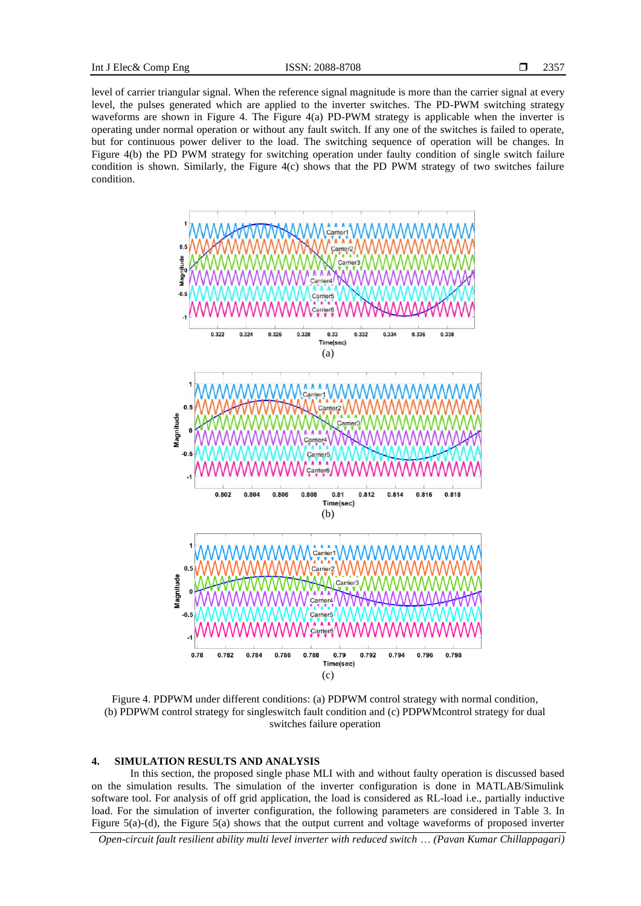level of carrier triangular signal. When the reference signal magnitude is more than the carrier signal at every level, the pulses generated which are applied to the inverter switches. The PD-PWM switching strategy waveforms are shown in Figure 4. The Figure 4(a) PD-PWM strategy is applicable when the inverter is operating under normal operation or without any fault switch. If any one of the switches is failed to operate, but for continuous power deliver to the load. The switching sequence of operation will be changes. In Figure 4(b) the PD PWM strategy for switching operation under faulty condition of single switch failure condition is shown. Similarly, the Figure 4(c) shows that the PD PWM strategy of two switches failure condition.

Figure 4. PDPWM under different conditions: (a) PDPWM control strategy with normal condition, (b) PDPWM control strategy for singleswitch fault condition and (c) PDPWMcontrol strategy for dual switches failure operation

## 4. SIMULATION RESULTS AND ANALYSIS

In this section, the proposed single phase MLI with and without faulty operation is discussed based on the simulation results. The simulation of the inverter configuration is done in MATLAB/Simulink software tool. For analysis of off grid application, the load is considered as RL-load i.e., partially inductive load. For the simulation of inverter configuration, the following parameters are considered in Table 3. In Figure 5(a)-(d), the Figure 5(a) shows that the output current and voltage waveforms of proposed inverter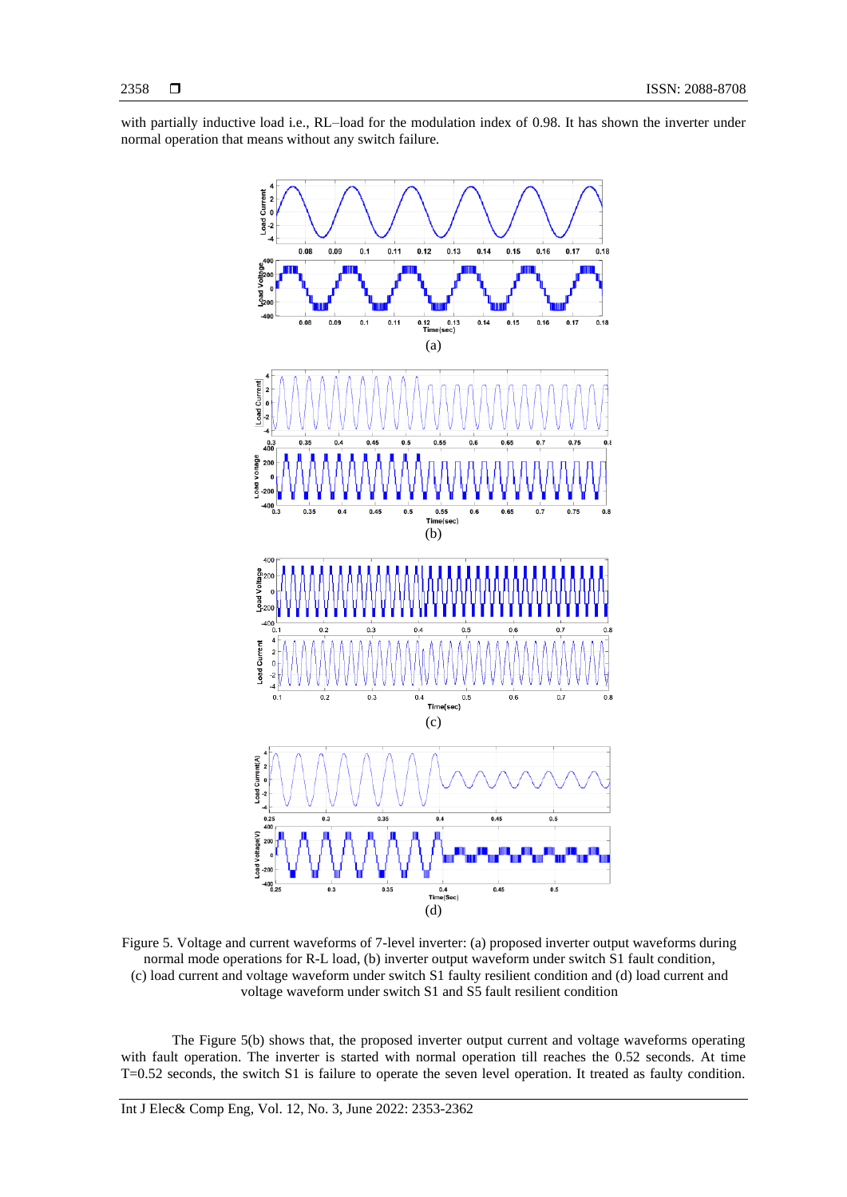with partially inductive load i.e., RL–load for the modulation index of 0.98. It has shown the inverter under normal operation that means without any switch failure.

Figure 5. Voltage and current waveforms of 7-level inverter: (a) proposed inverter output waveforms during normal mode operations for R-L load, (b) inverter output waveform under switch S1 fault condition, (c) load current and voltage waveform under switch S1 faulty resilient condition and (d) load current and voltage waveform under switch S1 and S5 fault resilient condition

The Figure 5(b) shows that, the proposed inverter output current and voltage waveforms operating with fault operation. The inverter is started with normal operation till reaches the 0.52 seconds. At time T=0.52 seconds, the switch S1 is failure to operate the seven level operation. It treated as faulty condition.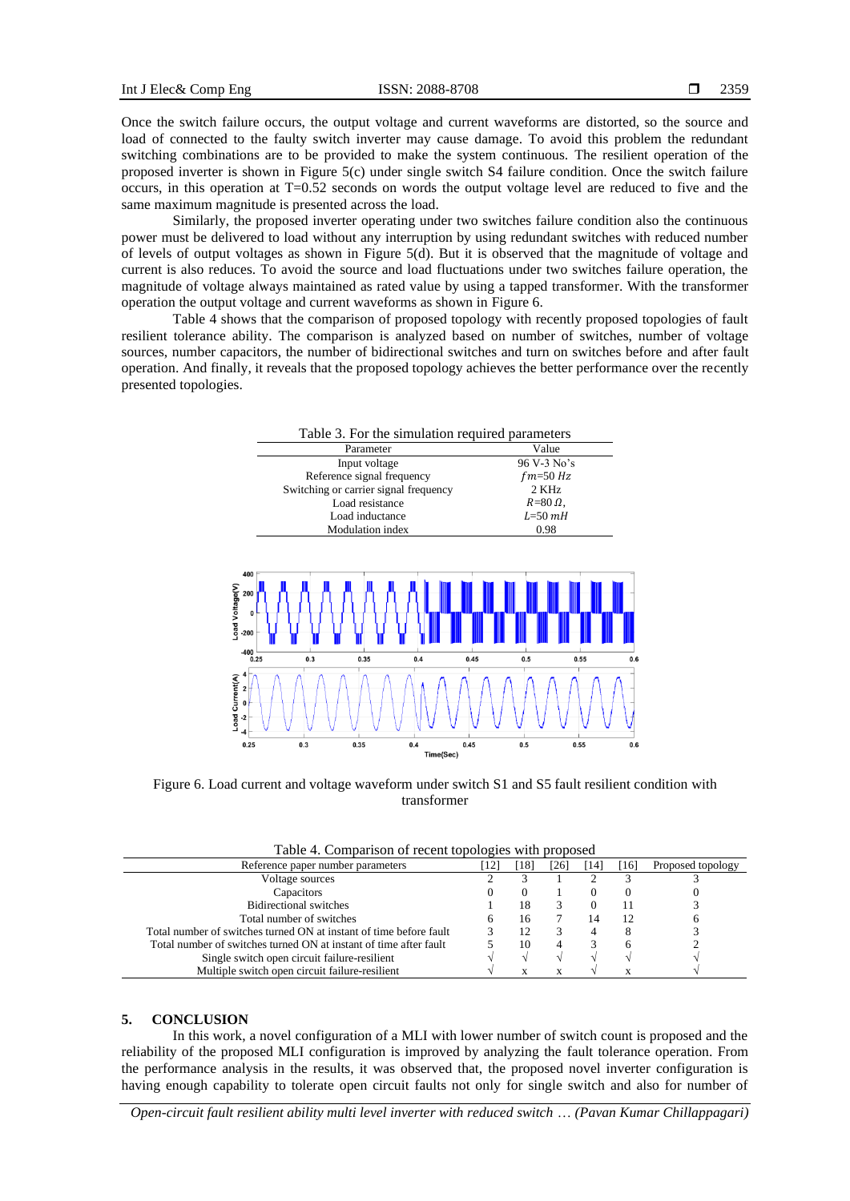Once the switch failure occurs, the output voltage and current waveforms are distorted, so the source and load of connected to the faulty switch inverter may cause damage. To avoid this problem the redundant switching combinations are to be provided to make the system continuous. The resilient operation of the proposed inverter is shown in Figure 5(c) under single switch S4 failure condition. Once the switch failure occurs, in this operation at T=0.52 seconds on words the output voltage level are reduced to five and the same maximum magnitude is presented across the load.

Similarly, the proposed inverter operating under two switches failure condition also the continuous power must be delivered to load without any interruption by using redundant switches with reduced number of levels of output voltages as shown in Figure 5(d). But it is observed that the magnitude of voltage and current is also reduces. To avoid the source and load fluctuations under two switches failure operation, the magnitude of voltage always maintained as rated value by using a tapped transformer. With the transformer operation the output voltage and current waveforms as shown in Figure 6.

Table 4 shows that the comparison of proposed topology with recently proposed topologies of fault resilient tolerance ability. The comparison is analyzed based on number of switches, number of voltage sources, number capacitors, the number of bidirectional switches and turn on switches before and after fault operation. And finally, it reveals that the proposed topology achieves the better performance over the recently presented topologies.

Table 3. For the simulation required parameters

| Parameter | Value |
|---|---|
| Input voltage | 96 V-3 No's |
| Reference signal frequency | $fm$=50 $Hz$ |
| Switching or carrier signal frequency | 2 KHz |
| Load resistance | $R$=80 $\Omega$, |
| Load inductance | $L$=50 $mH$ |
| Modulation index | 0.98 |

Figure 6. Load current and voltage waveform under switch S1 and S5 fault resilient condition with transformer

Table 4. Comparison of recent topologies with proposed

| Reference paper number parameters | [12] | [18] | [26] | [14] | [16] | Proposed topology |
|---|---|---|---|---|---|---|
| Voltage sources | 2 | 3 | 1 | 2 | 3 | 3 |
| Capacitors | 0 | 0 | 1 | 0 | 0 | 0 |
| Bidirectional switches | 1 | 18 | 3 | 0 | 11 | 3 |
| Total number of switches | 6 | 16 | 7 | 14 | 12 | 6 |
| Total number of switches turned ON at instant of time before fault | 3 | 12 | 3 | 4 | 8 | 3 |
| Total number of switches turned ON at instant of time after fault | 5 | 10 | 4 | 3 | 6 | 2 |
| Single switch open circuit failure-resilient | √ | √ | √ | √ | √ | √ |
| Multiple switch open circuit failure-resilient | √ | x | x | √ | x | √ |

## 5. CONCLUSION

In this work, a novel configuration of a MLI with lower number of switch count is proposed and the reliability of the proposed MLI configuration is improved by analyzing the fault tolerance operation. From the performance analysis in the results, it was observed that, the proposed novel inverter configuration is having enough capability to tolerate open circuit faults not only for single switch and also for number of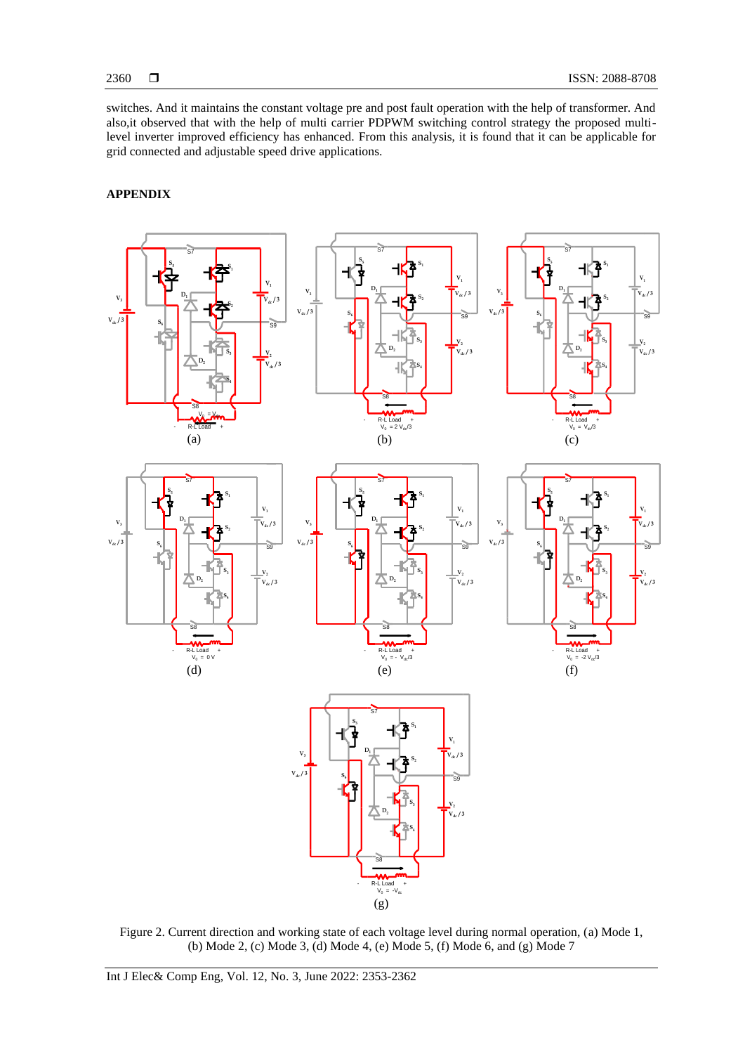switches. And it maintains the constant voltage pre and post fault operation with the help of transformer. And also,it observed that with the help of multi carrier PDPWM switching control strategy the proposed multi-level inverter improved efficiency has enhanced. From this analysis, it is found that it can be applicable for grid connected and adjustable speed drive applications.

## APPENDIX

Figure 2. Current direction and working state of each voltage level during normal operation, (a) Mode 1, (b) Mode 2, (c) Mode 3, (d) Mode 4, (e) Mode 5, (f) Mode 6, and (g) Mode 7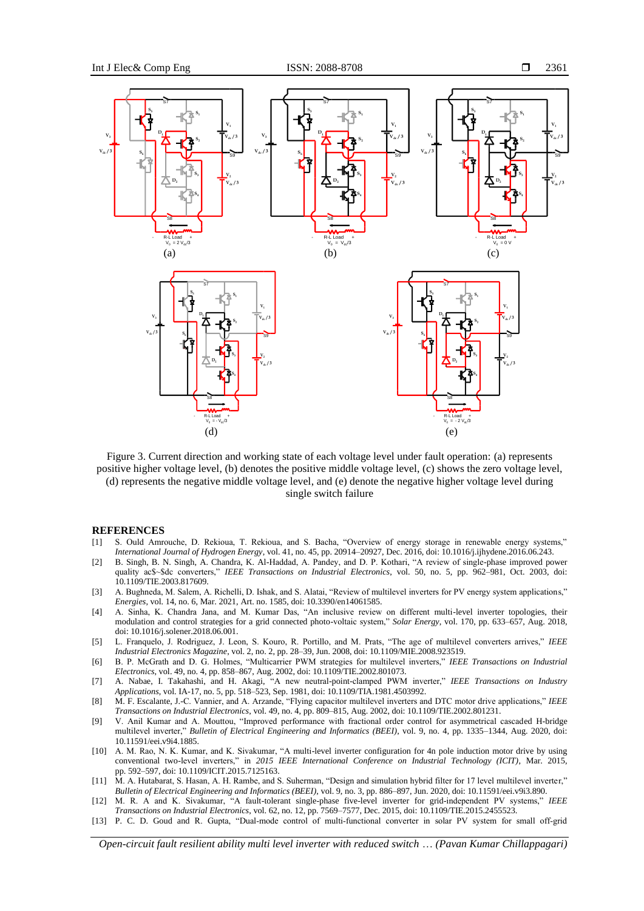Figure 3. Current direction and working state of each voltage level under fault operation: (a) represents positive higher voltage level, (b) denotes the positive middle voltage level, (c) shows the zero voltage level, (d) represents the negative middle voltage level, and (e) denote the negative higher voltage level during single switch failure

## REFERENCES

[1] S. Ould Amrouche, D. Rekioua, T. Rekioua, and S. Bacha, "Overview of energy storage in renewable energy systems," *International Journal of Hydrogen Energy*, vol. 41, no. 45, pp. 20914–20927, Dec. 2016, doi: 10.1016/j.ijhydene.2016.06.243.

[2] B. Singh, B. N. Singh, A. Chandra, K. Al-Haddad, A. Pandey, and D. P. Kothari, "A review of single-phase improved power quality ac$~$dc converters," *IEEE Transactions on Industrial Electronics*, vol. 50, no. 5, pp. 962–981, Oct. 2003, doi: 10.1109/TIE.2003.817609.

[3] A. Bughneda, M. Salem, A. Richelli, D. Ishak, and S. Alatai, "Review of multilevel inverters for PV energy system applications," *Energies*, vol. 14, no. 6, Mar. 2021, Art. no. 1585, doi: 10.3390/en14061585.

[4] A. Sinha, K. Chandra Jana, and M. Kumar Das, "An inclusive review on different multi-level inverter topologies, their modulation and control strategies for a grid connected photo-voltaic system," *Solar Energy*, vol. 170, pp. 633–657, Aug. 2018, doi: 10.1016/j.solener.2018.06.001.

[5] L. Franquelo, J. Rodriguez, J. Leon, S. Kouro, R. Portillo, and M. Prats, "The age of multilevel converters arrives," *IEEE Industrial Electronics Magazine*, vol. 2, no. 2, pp. 28–39, Jun. 2008, doi: 10.1109/MIE.2008.923519.

[6] B. P. McGrath and D. G. Holmes, "Multicarrier PWM strategies for multilevel inverters," *IEEE Transactions on Industrial Electronics*, vol. 49, no. 4, pp. 858–867, Aug. 2002, doi: 10.1109/TIE.2002.801073.

[7] A. Nabae, I. Takahashi, and H. Akagi, "A new neutral-point-clamped PWM inverter," *IEEE Transactions on Industry Applications*, vol. IA-17, no. 5, pp. 518–523, Sep. 1981, doi: 10.1109/TIA.1981.4503992.

[8] M. F. Escalante, J.-C. Vannier, and A. Arzande, "Flying capacitor multilevel inverters and DTC motor drive applications," *IEEE Transactions on Industrial Electronics*, vol. 49, no. 4, pp. 809–815, Aug. 2002, doi: 10.1109/TIE.2002.801231.

[9] V. Anil Kumar and A. Mouttou, "Improved performance with fractional order control for asymmetrical cascaded H-bridge multilevel inverter," *Bulletin of Electrical Engineering and Informatics (BEEI)*, vol. 9, no. 4, pp. 1335–1344, Aug. 2020, doi: 10.11591/eei.v9i4.1885.

[10] A. M. Rao, N. K. Kumar, and K. Sivakumar, "A multi-level inverter configuration for 4n pole induction motor drive by using conventional two-level inverters," in *2015 IEEE International Conference on Industrial Technology (ICIT)*, Mar. 2015, pp. 592–597, doi: 10.1109/ICIT.2015.7125163.

[11] M. A. Hutabarat, S. Hasan, A. H. Rambe, and S. Suherman, "Design and simulation hybrid filter for 17 level multilevel inverter," *Bulletin of Electrical Engineering and Informatics (BEEI)*, vol. 9, no. 3, pp. 886–897, Jun. 2020, doi: 10.11591/eei.v9i3.890.

[12] M. R. A and K. Sivakumar, "A fault-tolerant single-phase five-level inverter for grid-independent PV systems," *IEEE Transactions on Industrial Electronics*, vol. 62, no. 12, pp. 7569–7577, Dec. 2015, doi: 10.1109/TIE.2015.2455523.

[13] P. C. D. Goud and R. Gupta, "Dual-mode control of multi-functional converter in solar PV system for small off-grid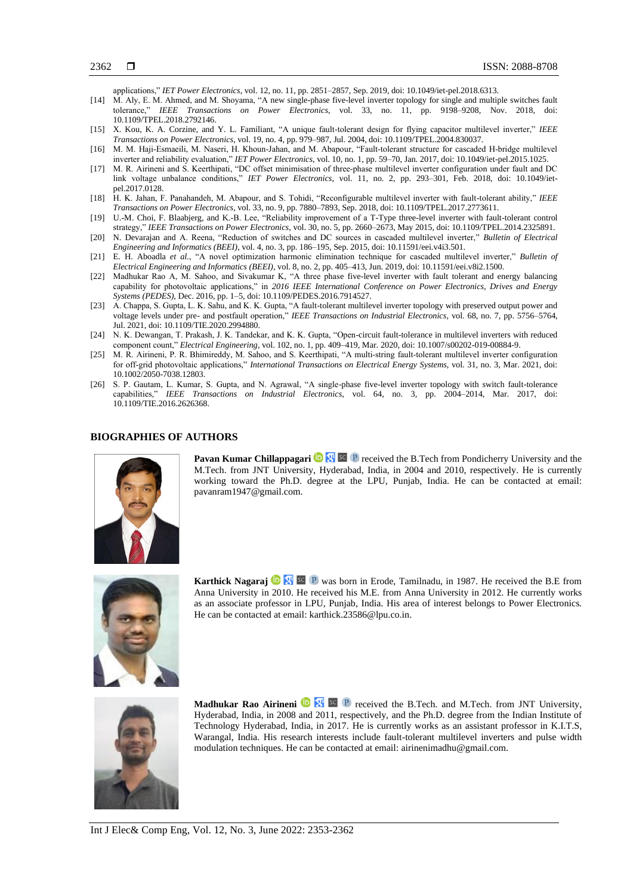applications," *IET Power Electronics*, vol. 12, no. 11, pp. 2851–2857, Sep. 2019, doi: 10.1049/iet-pel.2018.6313.

[14] M. Aly, E. M. Ahmed, and M. Shoyama, "A new single-phase five-level inverter topology for single and multiple switches fault tolerance," *IEEE Transactions on Power Electronics*, vol. 33, no. 11, pp. 9198–9208, Nov. 2018, doi: 10.1109/TPEL.2018.2792146.

[15] X. Kou, K. A. Corzine, and Y. L. Familiant, "A unique fault-tolerant design for flying capacitor multilevel inverter," *IEEE Transactions on Power Electronics*, vol. 19, no. 4, pp. 979–987, Jul. 2004, doi: 10.1109/TPEL.2004.830037.

[16] M. M. Haji-Esmaeili, M. Naseri, H. Khoun-Jahan, and M. Abapour, "Fault-tolerant structure for cascaded H-bridge multilevel inverter and reliability evaluation," *IET Power Electronics*, vol. 10, no. 1, pp. 59–70, Jan. 2017, doi: 10.1049/iet-pel.2015.1025.

[17] M. R. Airineni and S. Keerthipati, "DC offset minimisation of three-phase multilevel inverter configuration under fault and DC link voltage unbalance conditions," *IET Power Electronics*, vol. 11, no. 2, pp. 293–301, Feb. 2018, doi: 10.1049/iet-pel.2017.0128.

[18] H. K. Jahan, F. Panahandeh, M. Abapour, and S. Tohidi, "Reconfigurable multilevel inverter with fault-tolerant ability," *IEEE Transactions on Power Electronics*, vol. 33, no. 9, pp. 7880–7893, Sep. 2018, doi: 10.1109/TPEL.2017.2773611.

[19] U.-M. Choi, F. Blaabjerg, and K.-B. Lee, "Reliability improvement of a T-Type three-level inverter with fault-tolerant control strategy," *IEEE Transactions on Power Electronics*, vol. 30, no. 5, pp. 2660–2673, May 2015, doi: 10.1109/TPEL.2014.2325891.

[20] N. Devarajan and A. Reena, "Reduction of switches and DC sources in cascaded multilevel inverter," *Bulletin of Electrical Engineering and Informatics (BEEI)*, vol. 4, no. 3, pp. 186–195, Sep. 2015, doi: 10.11591/eei.v4i3.501.

[21] E. H. Aboadla *et al.*, "A novel optimization harmonic elimination technique for cascaded multilevel inverter," *Bulletin of Electrical Engineering and Informatics (BEEI)*, vol. 8, no. 2, pp. 405–413, Jun. 2019, doi: 10.11591/eei.v8i2.1500.

[22] Madhukar Rao A, M. Sahoo, and Sivakumar K, "A three phase five-level inverter with fault tolerant and energy balancing capability for photovoltaic applications," in *2016 IEEE International Conference on Power Electronics, Drives and Energy Systems (PEDES)*, Dec. 2016, pp. 1–5, doi: 10.1109/PEDES.2016.7914527.

[23] A. Chappa, S. Gupta, L. K. Sahu, and K. K. Gupta, "A fault-tolerant multilevel inverter topology with preserved output power and voltage levels under pre- and postfault operation," *IEEE Transactions on Industrial Electronics*, vol. 68, no. 7, pp. 5756–5764, Jul. 2021, doi: 10.1109/TIE.2020.2994880.

[24] N. K. Dewangan, T. Prakash, J. K. Tandekar, and K. K. Gupta, "Open-circuit fault-tolerance in multilevel inverters with reduced component count," *Electrical Engineering*, vol. 102, no. 1, pp. 409–419, Mar. 2020, doi: 10.1007/s00202-019-00884-9.

[25] M. R. Airineni, P. R. Bhimireddy, M. Sahoo, and S. Keerthipati, "A multi-string fault-tolerant multilevel inverter configuration for off-grid photovoltaic applications," *International Transactions on Electrical Energy Systems*, vol. 31, no. 3, Mar. 2021, doi: 10.1002/2050-7038.12803.

[26] S. P. Gautam, L. Kumar, S. Gupta, and N. Agrawal, "A single-phase five-level inverter topology with switch fault-tolerance capabilities," *IEEE Transactions on Industrial Electronics*, vol. 64, no. 3, pp. 2004–2014, Mar. 2017, doi: 10.1109/TIE.2016.2626368.

## BIOGRAPHIES OF AUTHORS

**Pavan Kumar Chillappagari** received the B.Tech from Pondicherry University and the M.Tech. from JNT University, Hyderabad, India, in 2004 and 2010, respectively. He is currently working toward the Ph.D. degree at the LPU, Punjab, India. He can be contacted at email: pavanram1947@gmail.com.

**Karthick Nagaraj** was born in Erode, Tamilnadu, in 1987. He received the B.E from Anna University in 2010. He received his M.E. from Anna University in 2012. He currently works as an associate professor in LPU, Punjab, India. His area of interest belongs to Power Electronics. He can be contacted at email: karthick.23586@lpu.co.in.

**Madhukar Rao Airineni** received the B.Tech. and M.Tech. from JNT University, Hyderabad, India, in 2008 and 2011, respectively, and the Ph.D. degree from the Indian Institute of Technology Hyderabad, India, in 2017. He is currently works as an assistant professor in K.I.T.S, Warangal, India. His research interests include fault-tolerant multilevel inverters and pulse width modulation techniques. He can be contacted at email: airinenimadhu@gmail.com.